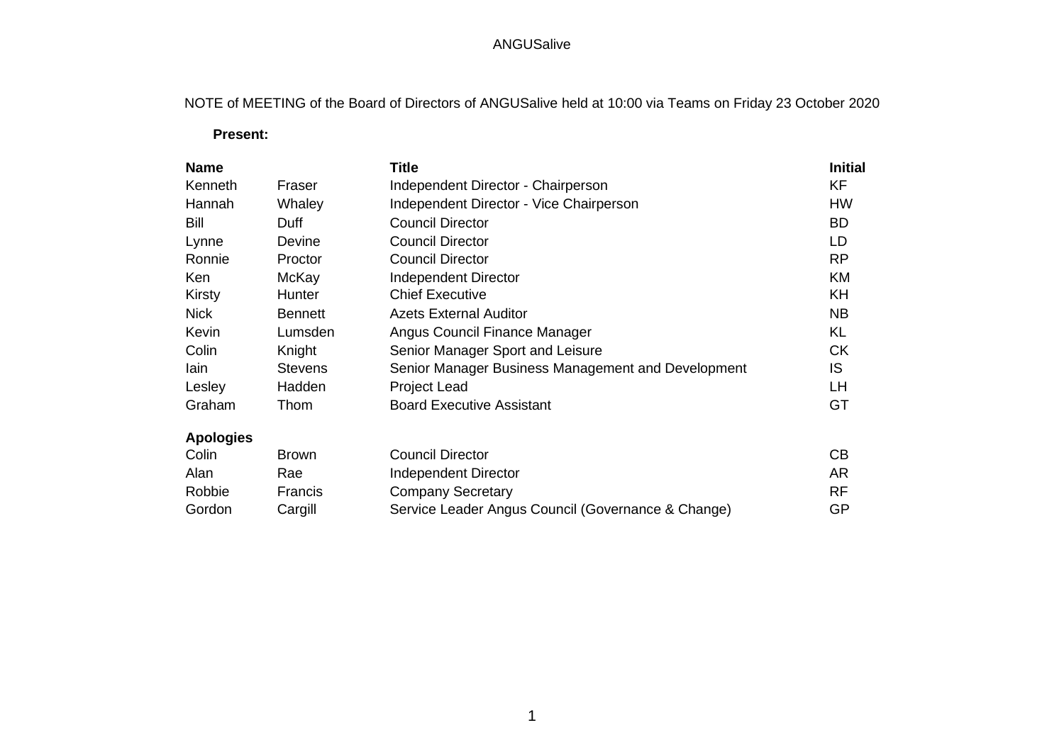ANGUSalive

NOTE of MEETING of the Board of Directors of ANGUSalive held at 10:00 via Teams on Friday 23 October 2020

**Present:**

| **Name** | | **Title** | **Initial** |
|---|---|---|---|
| Kenneth | Fraser | Independent Director - Chairperson | KF |
| Hannah | Whaley | Independent Director - Vice Chairperson | HW |
| Bill | Duff | Council Director | BD |
| Lynne | Devine | Council Director | LD |
| Ronnie | Proctor | Council Director | RP |
| Ken | McKay | Independent Director | KM |
| Kirsty | Hunter | Chief Executive | KH |
| Nick | Bennett | Azets External Auditor | NB |
| Kevin | Lumsden | Angus Council Finance Manager | KL |
| Colin | Knight | Senior Manager Sport and Leisure | CK |
| Iain | Stevens | Senior Manager Business Management and Development | IS |
| Lesley | Hadden | Project Lead | LH |
| Graham | Thom | Board Executive Assistant | GT |
| **Apologies** | | | |
| Colin | Brown | Council Director | CB |
| Alan | Rae | Independent Director | AR |
| Robbie | Francis | Company Secretary | RF |
| Gordon | Cargill | Service Leader Angus Council (Governance & Change) | GP |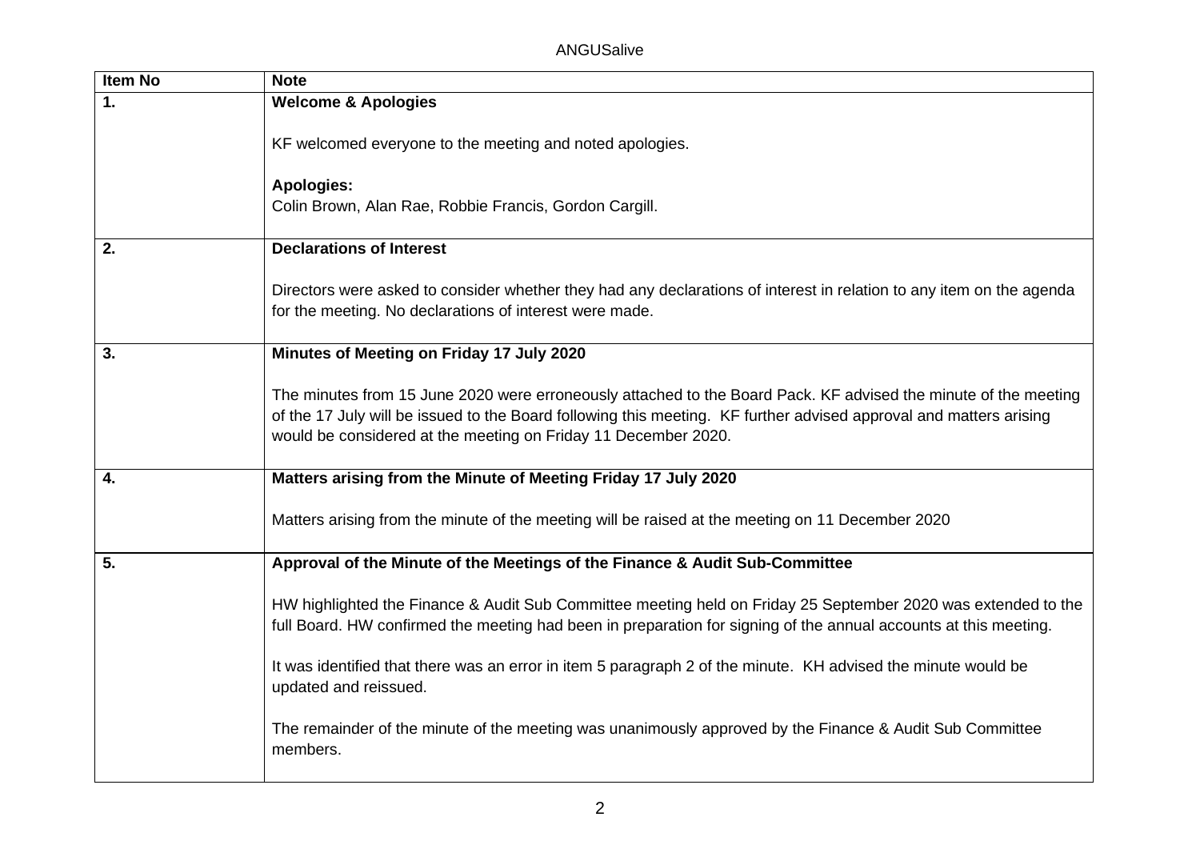| Item No | Note |
|---|---|
| **1.** | **Welcome & Apologies**<br><br>KF welcomed everyone to the meeting and noted apologies.<br><br>**Apologies:**<br>Colin Brown, Alan Rae, Robbie Francis, Gordon Cargill. |
| **2.** | **Declarations of Interest**<br><br>Directors were asked to consider whether they had any declarations of interest in relation to any item on the agenda for the meeting. No declarations of interest were made. |
| **3.** | **Minutes of Meeting on Friday 17 July 2020**<br><br>The minutes from 15 June 2020 were erroneously attached to the Board Pack. KF advised the minute of the meeting of the 17 July will be issued to the Board following this meeting. KF further advised approval and matters arising would be considered at the meeting on Friday 11 December 2020. |
| **4.** | **Matters arising from the Minute of Meeting Friday 17 July 2020**<br><br>Matters arising from the minute of the meeting will be raised at the meeting on 11 December 2020 |
| **5.** | **Approval of the Minute of the Meetings of the Finance & Audit Sub-Committee**<br><br>HW highlighted the Finance & Audit Sub Committee meeting held on Friday 25 September 2020 was extended to the full Board. HW confirmed the meeting had been in preparation for signing of the annual accounts at this meeting.<br><br>It was identified that there was an error in item 5 paragraph 2 of the minute. KH advised the minute would be updated and reissued.<br><br>The remainder of the minute of the meeting was unanimously approved by the Finance & Audit Sub Committee members. |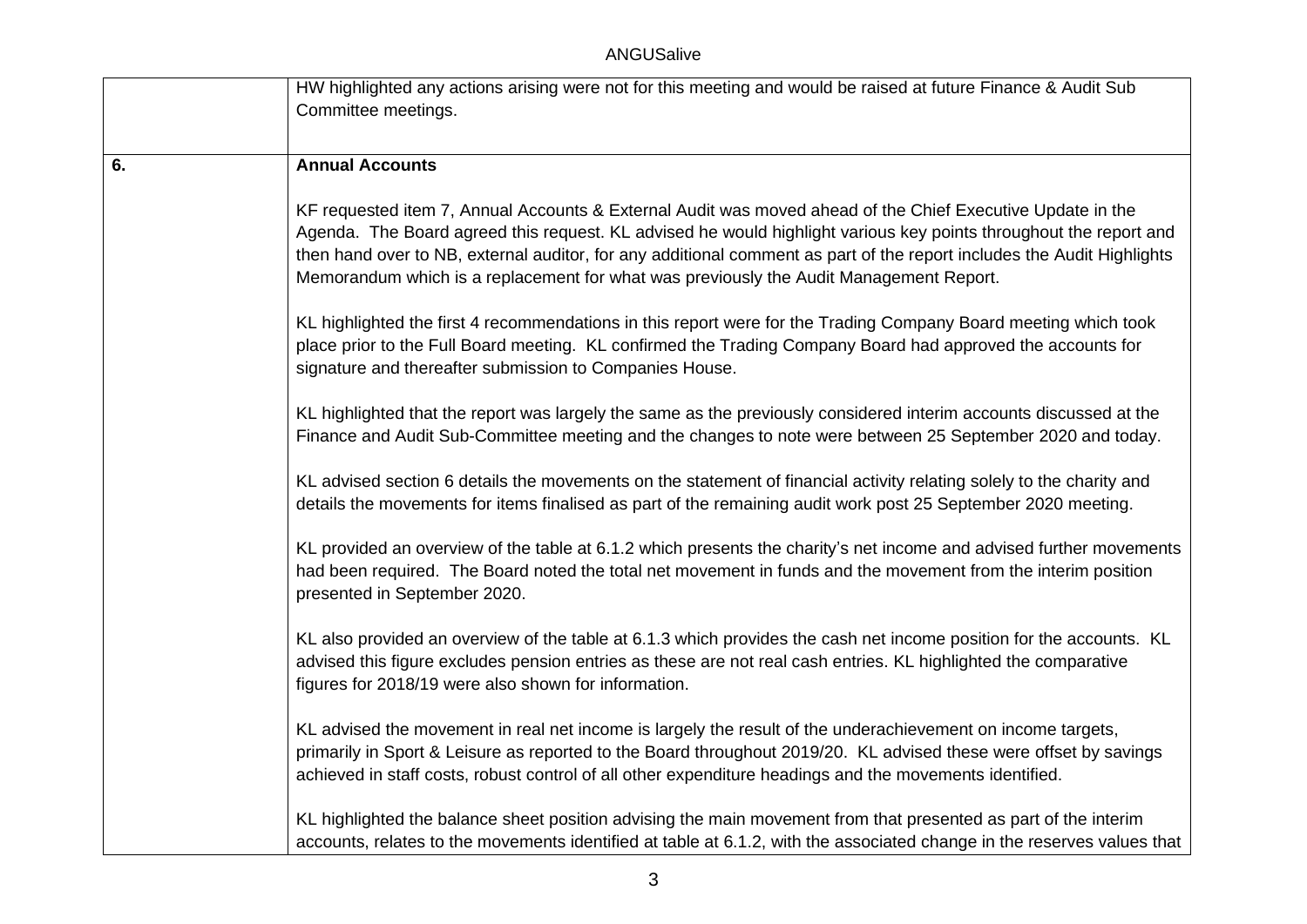| | |
|---|---|
| | HW highlighted any actions arising were not for this meeting and would be raised at future Finance & Audit Sub Committee meetings. |
| **6.** | **Annual Accounts**<br><br>KF requested item 7, Annual Accounts & External Audit was moved ahead of the Chief Executive Update in the Agenda. The Board agreed this request. KL advised he would highlight various key points throughout the report and then hand over to NB, external auditor, for any additional comment as part of the report includes the Audit Highlights Memorandum which is a replacement for what was previously the Audit Management Report.<br><br>KL highlighted the first 4 recommendations in this report were for the Trading Company Board meeting which took place prior to the Full Board meeting. KL confirmed the Trading Company Board had approved the accounts for signature and thereafter submission to Companies House.<br><br>KL highlighted that the report was largely the same as the previously considered interim accounts discussed at the Finance and Audit Sub-Committee meeting and the changes to note were between 25 September 2020 and today.<br><br>KL advised section 6 details the movements on the statement of financial activity relating solely to the charity and details the movements for items finalised as part of the remaining audit work post 25 September 2020 meeting.<br><br>KL provided an overview of the table at 6.1.2 which presents the charity's net income and advised further movements had been required. The Board noted the total net movement in funds and the movement from the interim position presented in September 2020.<br><br>KL also provided an overview of the table at 6.1.3 which provides the cash net income position for the accounts. KL advised this figure excludes pension entries as these are not real cash entries. KL highlighted the comparative figures for 2018/19 were also shown for information.<br><br>KL advised the movement in real net income is largely the result of the underachievement on income targets, primarily in Sport & Leisure as reported to the Board throughout 2019/20. KL advised these were offset by savings achieved in staff costs, robust control of all other expenditure headings and the movements identified.<br><br>KL highlighted the balance sheet position advising the main movement from that presented as part of the interim accounts, relates to the movements identified at table at 6.1.2, with the associated change in the reserves values that |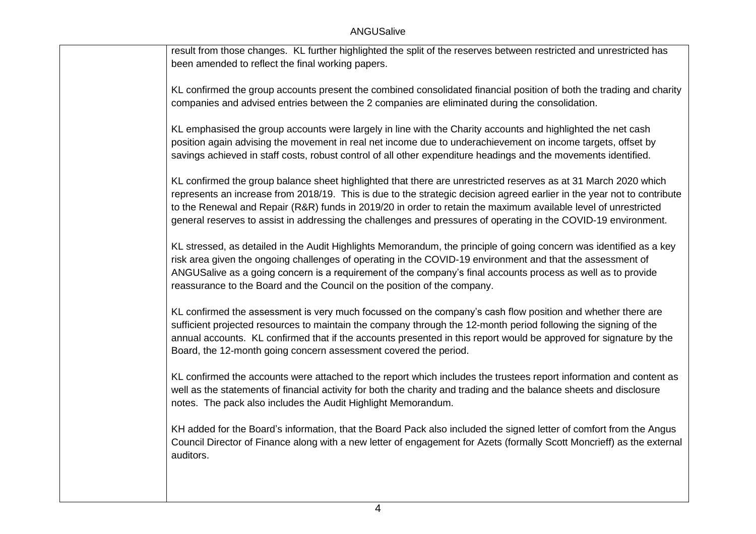| | |
|---|---|
| | result from those changes. KL further highlighted the split of the reserves between restricted and unrestricted has been amended to reflect the final working papers.<br><br>KL confirmed the group accounts present the combined consolidated financial position of both the trading and charity companies and advised entries between the 2 companies are eliminated during the consolidation.<br><br>KL emphasised the group accounts were largely in line with the Charity accounts and highlighted the net cash position again advising the movement in real net income due to underachievement on income targets, offset by savings achieved in staff costs, robust control of all other expenditure headings and the movements identified.<br><br>KL confirmed the group balance sheet highlighted that there are unrestricted reserves as at 31 March 2020 which represents an increase from 2018/19. This is due to the strategic decision agreed earlier in the year not to contribute to the Renewal and Repair (R&R) funds in 2019/20 in order to retain the maximum available level of unrestricted general reserves to assist in addressing the challenges and pressures of operating in the COVID-19 environment.<br><br>KL stressed, as detailed in the Audit Highlights Memorandum, the principle of going concern was identified as a key risk area given the ongoing challenges of operating in the COVID-19 environment and that the assessment of ANGUSalive as a going concern is a requirement of the company's final accounts process as well as to provide reassurance to the Board and the Council on the position of the company.<br><br>KL confirmed the assessment is very much focussed on the company's cash flow position and whether there are sufficient projected resources to maintain the company through the 12-month period following the signing of the annual accounts. KL confirmed that if the accounts presented in this report would be approved for signature by the Board, the 12-month going concern assessment covered the period.<br><br>KL confirmed the accounts were attached to the report which includes the trustees report information and content as well as the statements of financial activity for both the charity and trading and the balance sheets and disclosure notes. The pack also includes the Audit Highlight Memorandum.<br><br>KH added for the Board's information, that the Board Pack also included the signed letter of comfort from the Angus Council Director of Finance along with a new letter of engagement for Azets (formally Scott Moncrieff) as the external auditors. |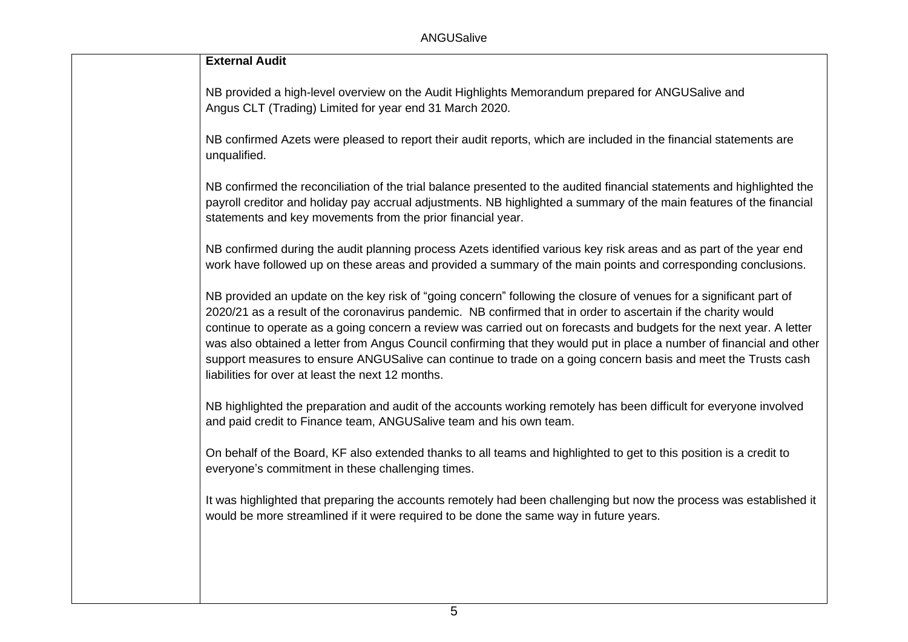**External Audit**

NB provided a high-level overview on the Audit Highlights Memorandum prepared for ANGUSalive and Angus CLT (Trading) Limited for year end 31 March 2020.

NB confirmed Azets were pleased to report their audit reports, which are included in the financial statements are unqualified.

NB confirmed the reconciliation of the trial balance presented to the audited financial statements and highlighted the payroll creditor and holiday pay accrual adjustments. NB highlighted a summary of the main features of the financial statements and key movements from the prior financial year.

NB confirmed during the audit planning process Azets identified various key risk areas and as part of the year end work have followed up on these areas and provided a summary of the main points and corresponding conclusions.

NB provided an update on the key risk of "going concern" following the closure of venues for a significant part of 2020/21 as a result of the coronavirus pandemic. NB confirmed that in order to ascertain if the charity would continue to operate as a going concern a review was carried out on forecasts and budgets for the next year. A letter was also obtained a letter from Angus Council confirming that they would put in place a number of financial and other support measures to ensure ANGUSalive can continue to trade on a going concern basis and meet the Trusts cash liabilities for over at least the next 12 months.

NB highlighted the preparation and audit of the accounts working remotely has been difficult for everyone involved and paid credit to Finance team, ANGUSalive team and his own team.

On behalf of the Board, KF also extended thanks to all teams and highlighted to get to this position is a credit to everyone's commitment in these challenging times.

It was highlighted that preparing the accounts remotely had been challenging but now the process was established it would be more streamlined if it were required to be done the same way in future years.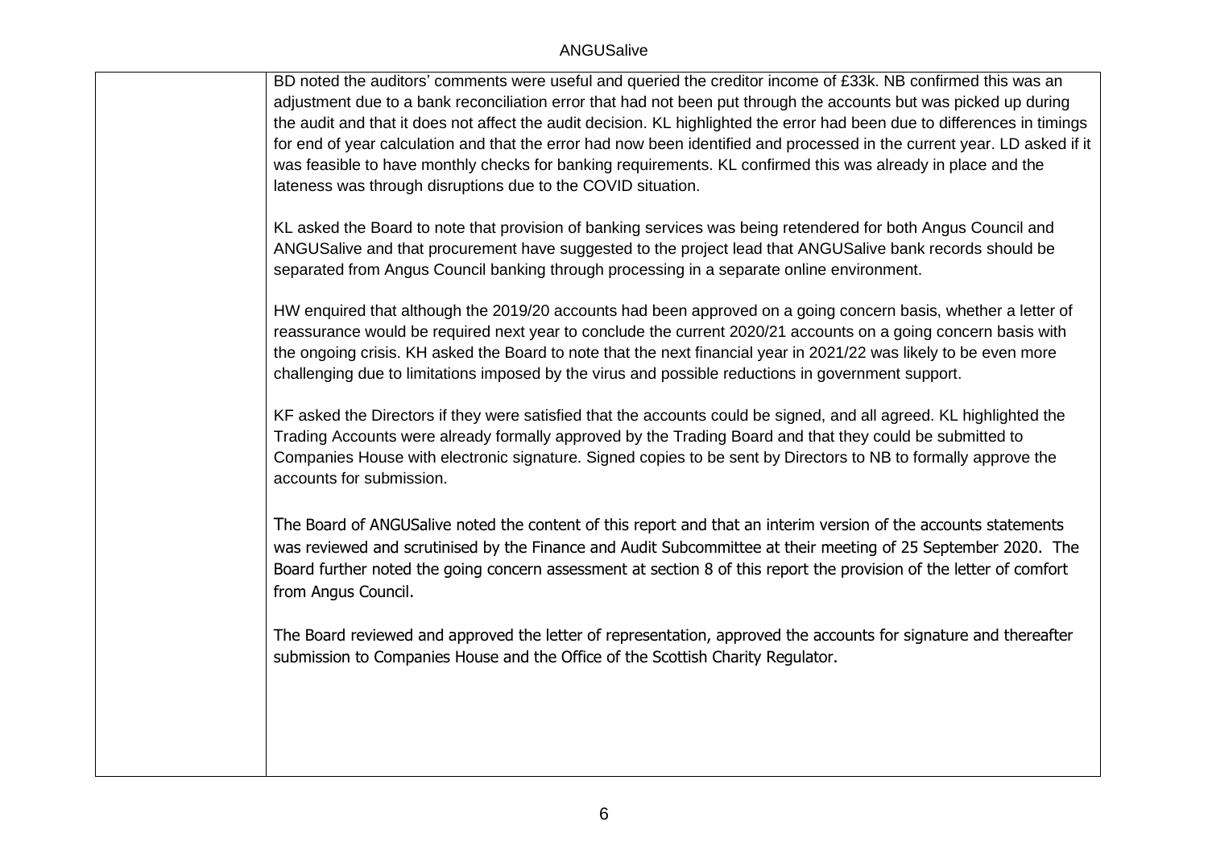| | |
|---|---|
| | BD noted the auditors' comments were useful and queried the creditor income of £33k. NB confirmed this was an adjustment due to a bank reconciliation error that had not been put through the accounts but was picked up during the audit and that it does not affect the audit decision. KL highlighted the error had been due to differences in timings for end of year calculation and that the error had now been identified and processed in the current year. LD asked if it was feasible to have monthly checks for banking requirements. KL confirmed this was already in place and the lateness was through disruptions due to the COVID situation.<br><br>KL asked the Board to note that provision of banking services was being retendered for both Angus Council and ANGUSalive and that procurement have suggested to the project lead that ANGUSalive bank records should be separated from Angus Council banking through processing in a separate online environment.<br><br>HW enquired that although the 2019/20 accounts had been approved on a going concern basis, whether a letter of reassurance would be required next year to conclude the current 2020/21 accounts on a going concern basis with the ongoing crisis. KH asked the Board to note that the next financial year in 2021/22 was likely to be even more challenging due to limitations imposed by the virus and possible reductions in government support.<br><br>KF asked the Directors if they were satisfied that the accounts could be signed, and all agreed. KL highlighted the Trading Accounts were already formally approved by the Trading Board and that they could be submitted to Companies House with electronic signature. Signed copies to be sent by Directors to NB to formally approve the accounts for submission.<br><br>The Board of ANGUSalive noted the content of this report and that an interim version of the accounts statements was reviewed and scrutinised by the Finance and Audit Subcommittee at their meeting of 25 September 2020. The Board further noted the going concern assessment at section 8 of this report the provision of the letter of comfort from Angus Council.<br><br>The Board reviewed and approved the letter of representation, approved the accounts for signature and thereafter submission to Companies House and the Office of the Scottish Charity Regulator. |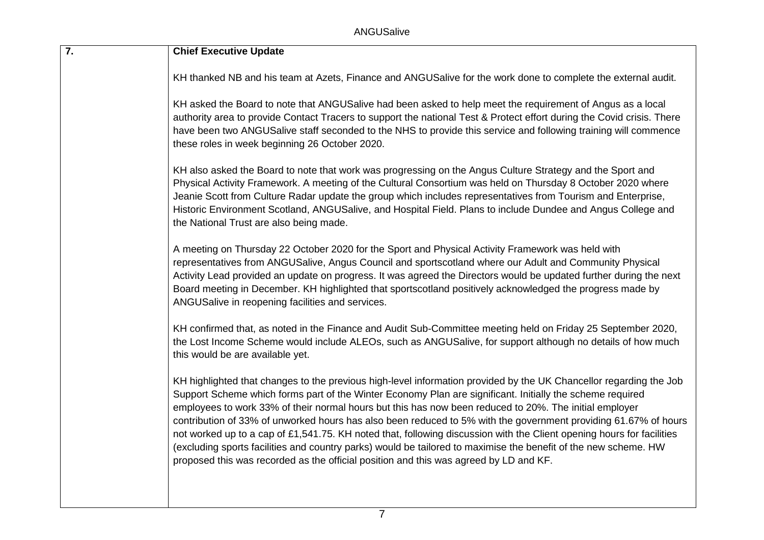| 7. | **Chief Executive Update**<br><br>KH thanked NB and his team at Azets, Finance and ANGUSalive for the work done to complete the external audit.<br><br>KH asked the Board to note that ANGUSalive had been asked to help meet the requirement of Angus as a local authority area to provide Contact Tracers to support the national Test & Protect effort during the Covid crisis. There have been two ANGUSalive staff seconded to the NHS to provide this service and following training will commence these roles in week beginning 26 October 2020.<br><br>KH also asked the Board to note that work was progressing on the Angus Culture Strategy and the Sport and Physical Activity Framework. A meeting of the Cultural Consortium was held on Thursday 8 October 2020 where Jeanie Scott from Culture Radar update the group which includes representatives from Tourism and Enterprise, Historic Environment Scotland, ANGUSalive, and Hospital Field. Plans to include Dundee and Angus College and the National Trust are also being made.<br><br>A meeting on Thursday 22 October 2020 for the Sport and Physical Activity Framework was held with representatives from ANGUSalive, Angus Council and sportscotland where our Adult and Community Physical Activity Lead provided an update on progress. It was agreed the Directors would be updated further during the next Board meeting in December. KH highlighted that sportscotland positively acknowledged the progress made by ANGUSalive in reopening facilities and services.<br><br>KH confirmed that, as noted in the Finance and Audit Sub-Committee meeting held on Friday 25 September 2020, the Lost Income Scheme would include ALEOs, such as ANGUSalive, for support although no details of how much this would be are available yet.<br><br>KH highlighted that changes to the previous high-level information provided by the UK Chancellor regarding the Job Support Scheme which forms part of the Winter Economy Plan are significant. Initially the scheme required employees to work 33% of their normal hours but this has now been reduced to 20%. The initial employer contribution of 33% of unworked hours has also been reduced to 5% with the government providing 61.67% of hours not worked up to a cap of £1,541.75. KH noted that, following discussion with the Client opening hours for facilities (excluding sports facilities and country parks) would be tailored to maximise the benefit of the new scheme. HW proposed this was recorded as the official position and this was agreed by LD and KF. |
|---|---|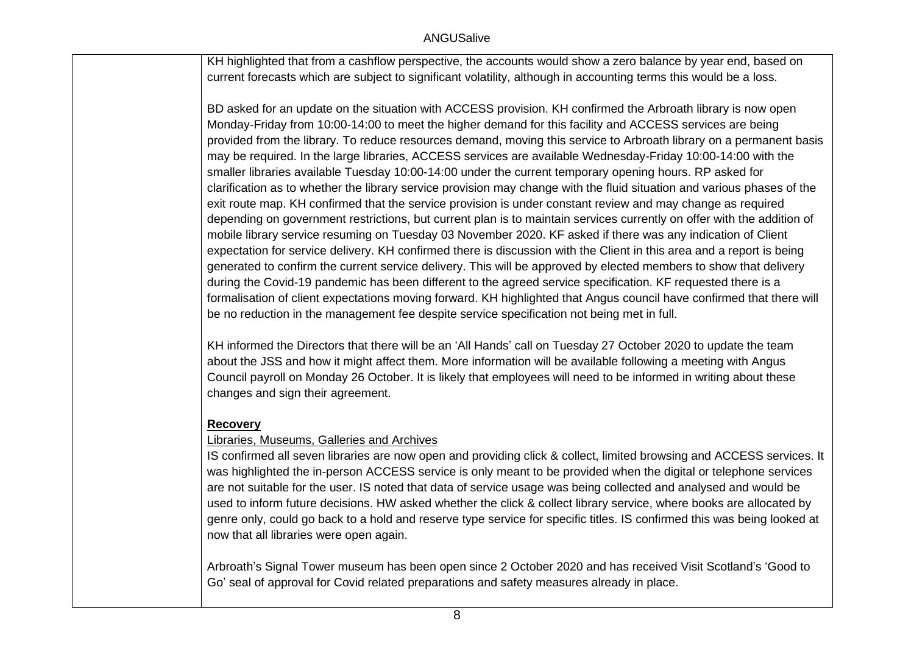| | |
|---|---|
| | KH highlighted that from a cashflow perspective, the accounts would show a zero balance by year end, based on current forecasts which are subject to significant volatility, although in accounting terms this would be a loss.<br><br>BD asked for an update on the situation with ACCESS provision. KH confirmed the Arbroath library is now open Monday-Friday from 10:00-14:00 to meet the higher demand for this facility and ACCESS services are being provided from the library. To reduce resources demand, moving this service to Arbroath library on a permanent basis may be required. In the large libraries, ACCESS services are available Wednesday-Friday 10:00-14:00 with the smaller libraries available Tuesday 10:00-14:00 under the current temporary opening hours. RP asked for clarification as to whether the library service provision may change with the fluid situation and various phases of the exit route map. KH confirmed that the service provision is under constant review and may change as required depending on government restrictions, but current plan is to maintain services currently on offer with the addition of mobile library service resuming on Tuesday 03 November 2020. KF asked if there was any indication of Client expectation for service delivery. KH confirmed there is discussion with the Client in this area and a report is being generated to confirm the current service delivery. This will be approved by elected members to show that delivery during the Covid-19 pandemic has been different to the agreed service specification. KF requested there is a formalisation of client expectations moving forward. KH highlighted that Angus council have confirmed that there will be no reduction in the management fee despite service specification not being met in full.<br><br>KH informed the Directors that there will be an 'All Hands' call on Tuesday 27 October 2020 to update the team about the JSS and how it might affect them. More information will be available following a meeting with Angus Council payroll on Monday 26 October. It is likely that employees will need to be informed in writing about these changes and sign their agreement.<br><br>**Recovery**<br>Libraries, Museums, Galleries and Archives<br>IS confirmed all seven libraries are now open and providing click & collect, limited browsing and ACCESS services. It was highlighted the in-person ACCESS service is only meant to be provided when the digital or telephone services are not suitable for the user. IS noted that data of service usage was being collected and analysed and would be used to inform future decisions. HW asked whether the click & collect library service, where books are allocated by genre only, could go back to a hold and reserve type service for specific titles. IS confirmed this was being looked at now that all libraries were open again.<br><br>Arbroath's Signal Tower museum has been open since 2 October 2020 and has received Visit Scotland's 'Good to Go' seal of approval for Covid related preparations and safety measures already in place. |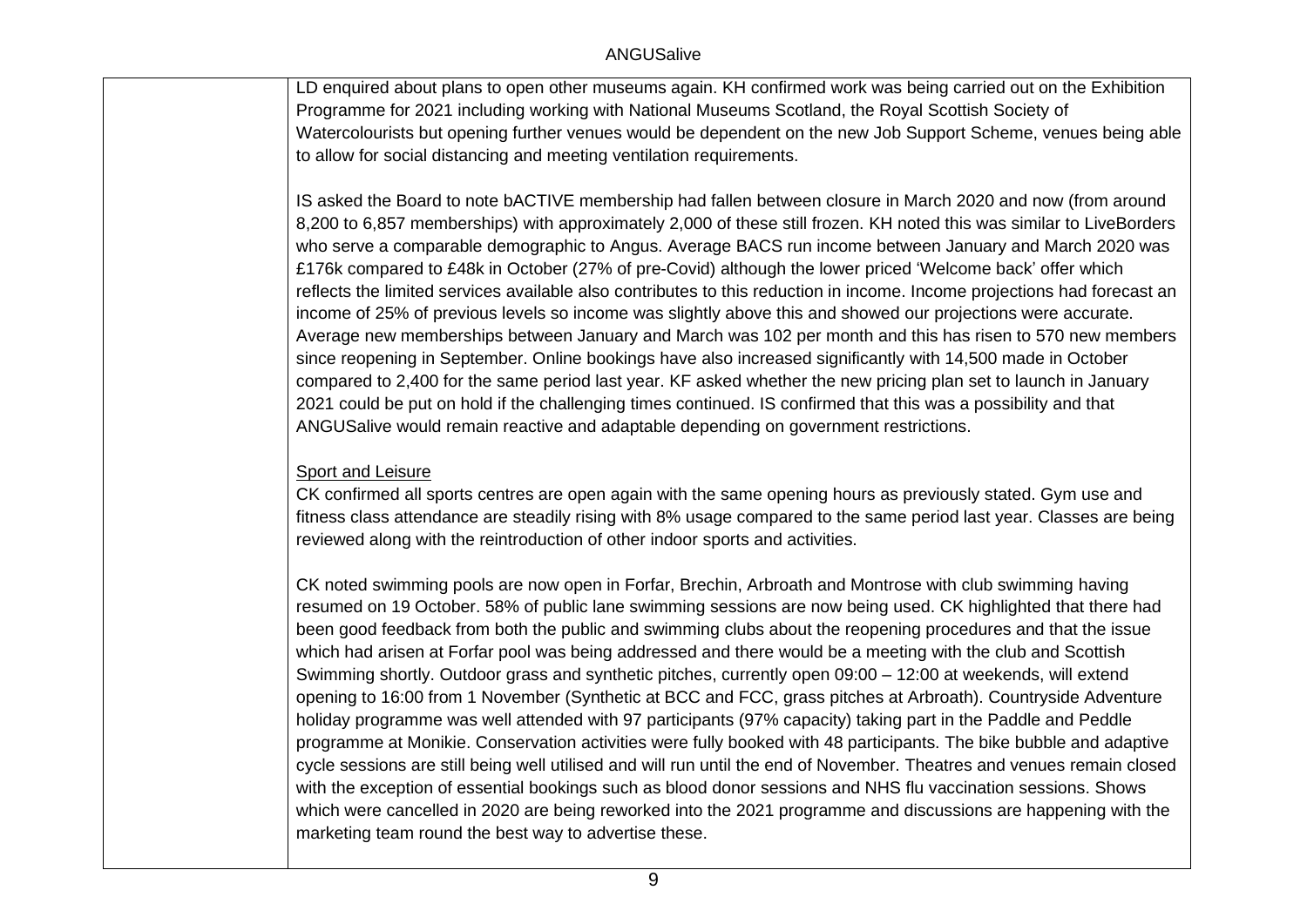LD enquired about plans to open other museums again. KH confirmed work was being carried out on the Exhibition Programme for 2021 including working with National Museums Scotland, the Royal Scottish Society of Watercolourists but opening further venues would be dependent on the new Job Support Scheme, venues being able to allow for social distancing and meeting ventilation requirements.

IS asked the Board to note bACTIVE membership had fallen between closure in March 2020 and now (from around 8,200 to 6,857 memberships) with approximately 2,000 of these still frozen. KH noted this was similar to LiveBorders who serve a comparable demographic to Angus. Average BACS run income between January and March 2020 was £176k compared to £48k in October (27% of pre-Covid) although the lower priced 'Welcome back' offer which reflects the limited services available also contributes to this reduction in income. Income projections had forecast an income of 25% of previous levels so income was slightly above this and showed our projections were accurate. Average new memberships between January and March was 102 per month and this has risen to 570 new members since reopening in September. Online bookings have also increased significantly with 14,500 made in October compared to 2,400 for the same period last year. KF asked whether the new pricing plan set to launch in January 2021 could be put on hold if the challenging times continued. IS confirmed that this was a possibility and that ANGUSalive would remain reactive and adaptable depending on government restrictions.

<u>Sport and Leisure</u>

CK confirmed all sports centres are open again with the same opening hours as previously stated. Gym use and fitness class attendance are steadily rising with 8% usage compared to the same period last year. Classes are being reviewed along with the reintroduction of other indoor sports and activities.

CK noted swimming pools are now open in Forfar, Brechin, Arbroath and Montrose with club swimming having resumed on 19 October. 58% of public lane swimming sessions are now being used. CK highlighted that there had been good feedback from both the public and swimming clubs about the reopening procedures and that the issue which had arisen at Forfar pool was being addressed and there would be a meeting with the club and Scottish Swimming shortly. Outdoor grass and synthetic pitches, currently open 09:00 – 12:00 at weekends, will extend opening to 16:00 from 1 November (Synthetic at BCC and FCC, grass pitches at Arbroath). Countryside Adventure holiday programme was well attended with 97 participants (97% capacity) taking part in the Paddle and Peddle programme at Monikie. Conservation activities were fully booked with 48 participants. The bike bubble and adaptive cycle sessions are still being well utilised and will run until the end of November. Theatres and venues remain closed with the exception of essential bookings such as blood donor sessions and NHS flu vaccination sessions. Shows which were cancelled in 2020 are being reworked into the 2021 programme and discussions are happening with the marketing team round the best way to advertise these.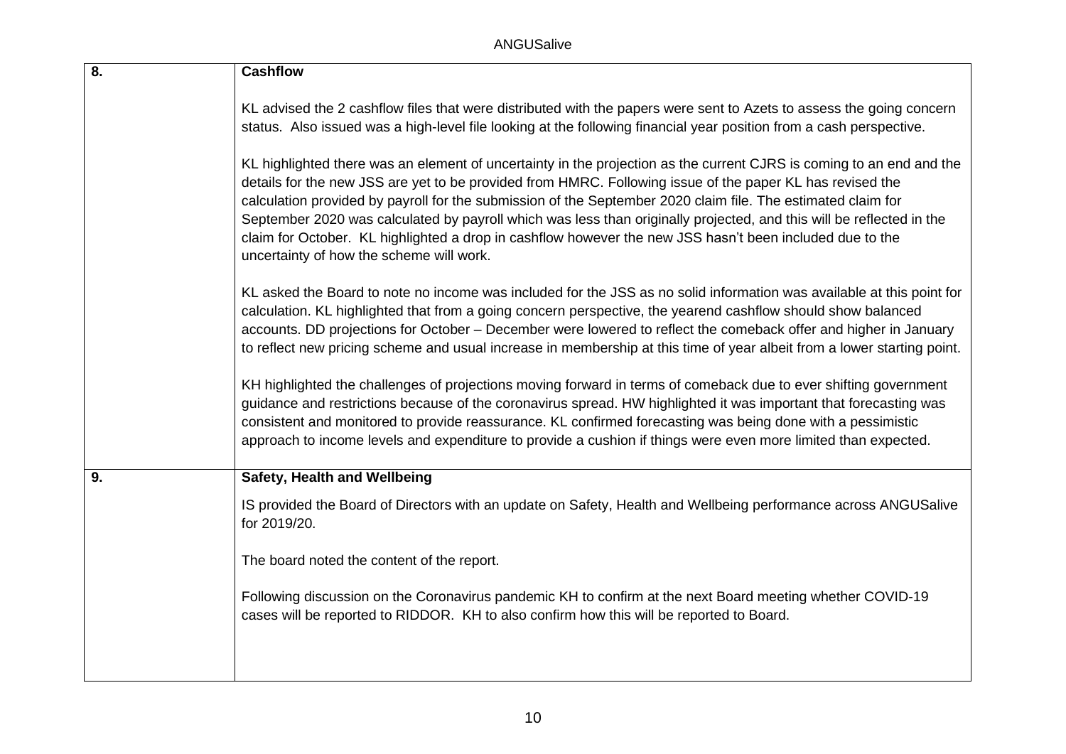| | |
|---|---|
| **8.** | **Cashflow**<br><br>KL advised the 2 cashflow files that were distributed with the papers were sent to Azets to assess the going concern status. Also issued was a high-level file looking at the following financial year position from a cash perspective.<br><br>KL highlighted there was an element of uncertainty in the projection as the current CJRS is coming to an end and the details for the new JSS are yet to be provided from HMRC. Following issue of the paper KL has revised the calculation provided by payroll for the submission of the September 2020 claim file. The estimated claim for September 2020 was calculated by payroll which was less than originally projected, and this will be reflected in the claim for October. KL highlighted a drop in cashflow however the new JSS hasn't been included due to the uncertainty of how the scheme will work.<br><br>KL asked the Board to note no income was included for the JSS as no solid information was available at this point for calculation. KL highlighted that from a going concern perspective, the yearend cashflow should show balanced accounts. DD projections for October – December were lowered to reflect the comeback offer and higher in January to reflect new pricing scheme and usual increase in membership at this time of year albeit from a lower starting point.<br><br>KH highlighted the challenges of projections moving forward in terms of comeback due to ever shifting government guidance and restrictions because of the coronavirus spread. HW highlighted it was important that forecasting was consistent and monitored to provide reassurance. KL confirmed forecasting was being done with a pessimistic approach to income levels and expenditure to provide a cushion if things were even more limited than expected. |
| **9.** | **Safety, Health and Wellbeing**<br><br>IS provided the Board of Directors with an update on Safety, Health and Wellbeing performance across ANGUSalive for 2019/20.<br><br>The board noted the content of the report.<br><br>Following discussion on the Coronavirus pandemic KH to confirm at the next Board meeting whether COVID-19 cases will be reported to RIDDOR. KH to also confirm how this will be reported to Board. |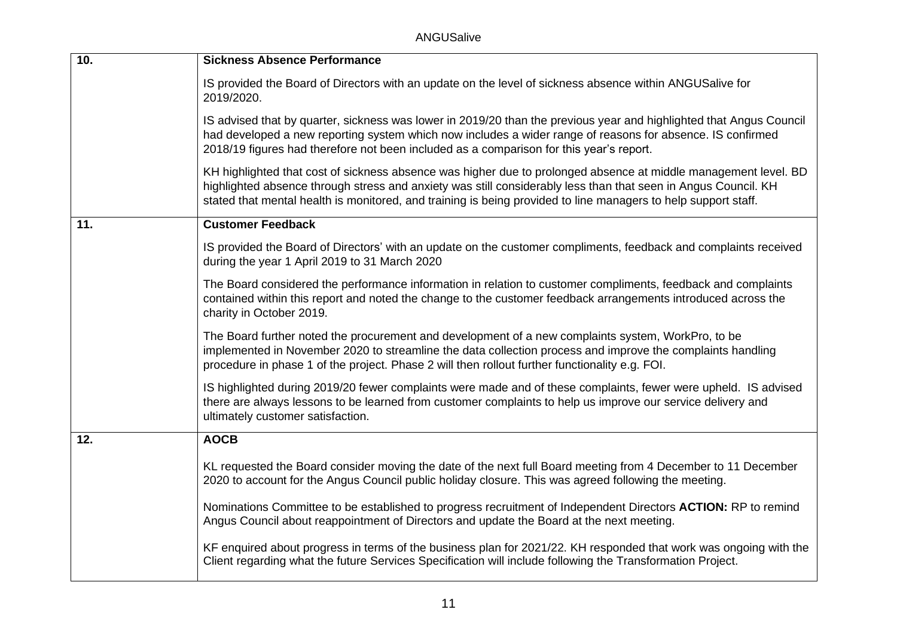| | |
|---|---|
| **10.** | **Sickness Absence Performance**<br><br>IS provided the Board of Directors with an update on the level of sickness absence within ANGUSalive for 2019/2020.<br><br>IS advised that by quarter, sickness was lower in 2019/20 than the previous year and highlighted that Angus Council had developed a new reporting system which now includes a wider range of reasons for absence. IS confirmed 2018/19 figures had therefore not been included as a comparison for this year's report.<br><br>KH highlighted that cost of sickness absence was higher due to prolonged absence at middle management level. BD highlighted absence through stress and anxiety was still considerably less than that seen in Angus Council. KH stated that mental health is monitored, and training is being provided to line managers to help support staff. |
| **11.** | **Customer Feedback**<br><br>IS provided the Board of Directors' with an update on the customer compliments, feedback and complaints received during the year 1 April 2019 to 31 March 2020<br><br>The Board considered the performance information in relation to customer compliments, feedback and complaints contained within this report and noted the change to the customer feedback arrangements introduced across the charity in October 2019.<br><br>The Board further noted the procurement and development of a new complaints system, WorkPro, to be implemented in November 2020 to streamline the data collection process and improve the complaints handling procedure in phase 1 of the project. Phase 2 will then rollout further functionality e.g. FOI.<br><br>IS highlighted during 2019/20 fewer complaints were made and of these complaints, fewer were upheld. IS advised there are always lessons to be learned from customer complaints to help us improve our service delivery and ultimately customer satisfaction. |
| **12.** | **AOCB**<br><br>KL requested the Board consider moving the date of the next full Board meeting from 4 December to 11 December 2020 to account for the Angus Council public holiday closure. This was agreed following the meeting.<br><br>Nominations Committee to be established to progress recruitment of Independent Directors **ACTION:** RP to remind Angus Council about reappointment of Directors and update the Board at the next meeting.<br><br>KF enquired about progress in terms of the business plan for 2021/22. KH responded that work was ongoing with the Client regarding what the future Services Specification will include following the Transformation Project. |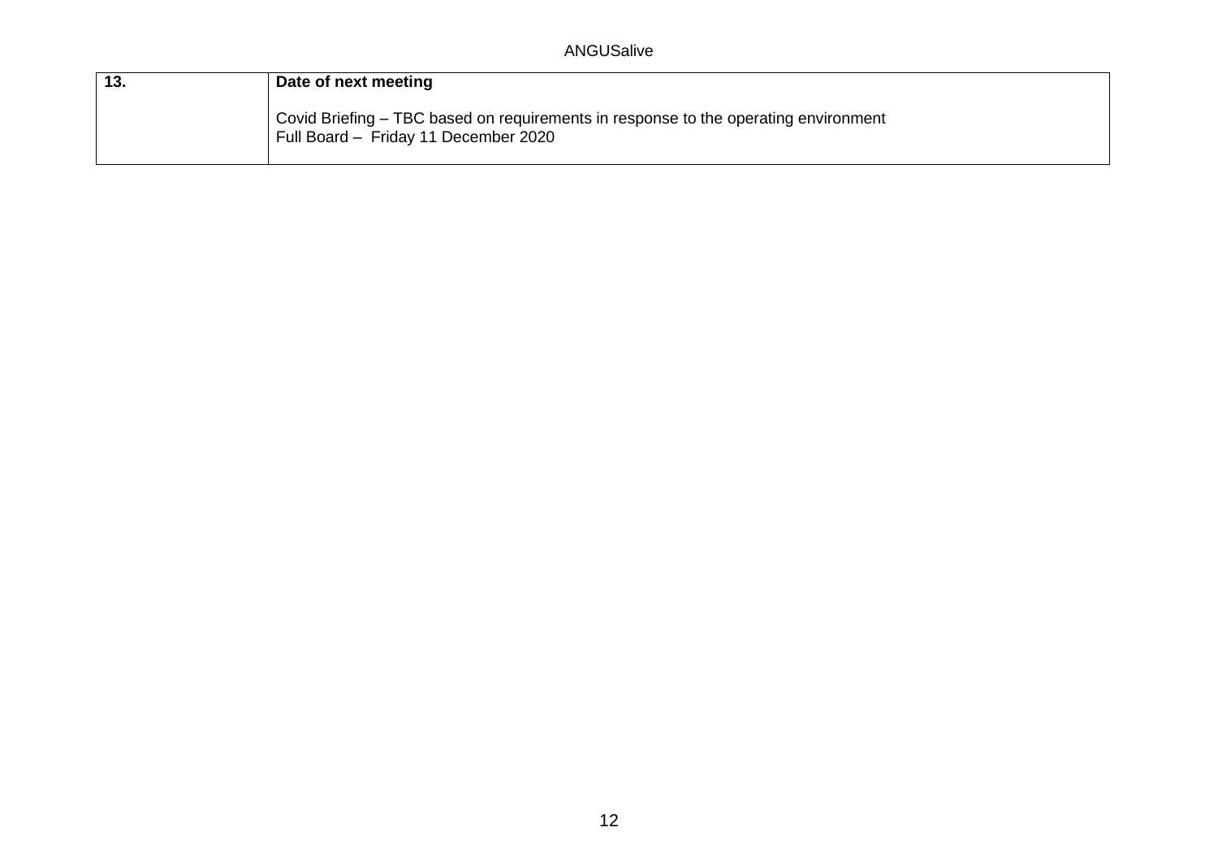| | |
|---|---|
| **13.** | **Date of next meeting**<br><br>Covid Briefing – TBC based on requirements in response to the operating environment<br>Full Board – Friday 11 December 2020 |